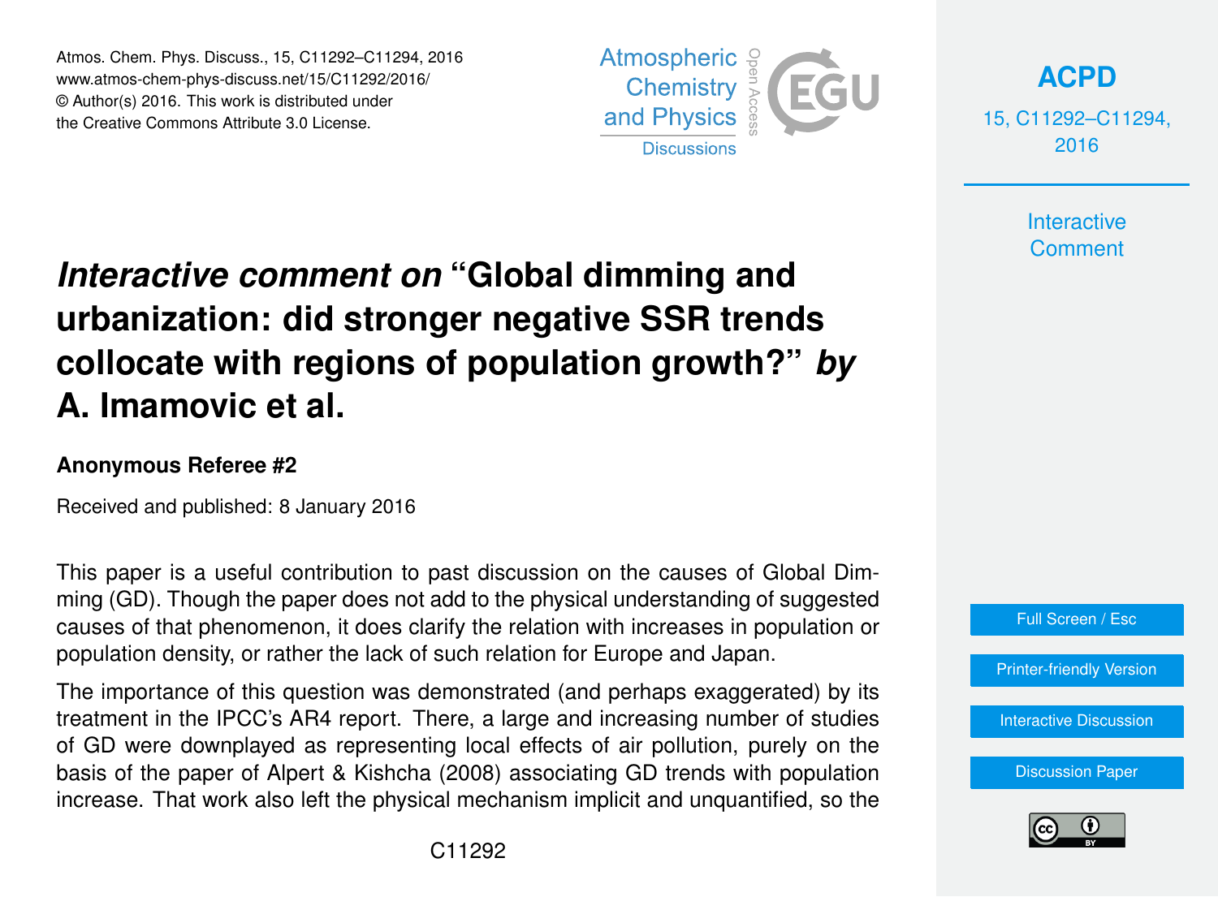# *Interactive comment on* "Global dimming and urbanization: did stronger negative SSR trends collocate with regions of population growth?" *by* A. Imamovic et al.

**Anonymous Referee #2**

Received and published: 8 January 2016

This paper is a useful contribution to past discussion on the causes of Global Dimming (GD). Though the paper does not add to the physical understanding of suggested causes of that phenomenon, it does clarify the relation with increases in population or population density, or rather the lack of such relation for Europe and Japan.

The importance of this question was demonstrated (and perhaps exaggerated) by its treatment in the IPCC's AR4 report. There, a large and increasing number of studies of GD were downplayed as representing local effects of air pollution, purely on the basis of the paper of Alpert & Kishcha (2008) associating GD trends with population increase. That work also left the physical mechanism implicit and unquantified, so the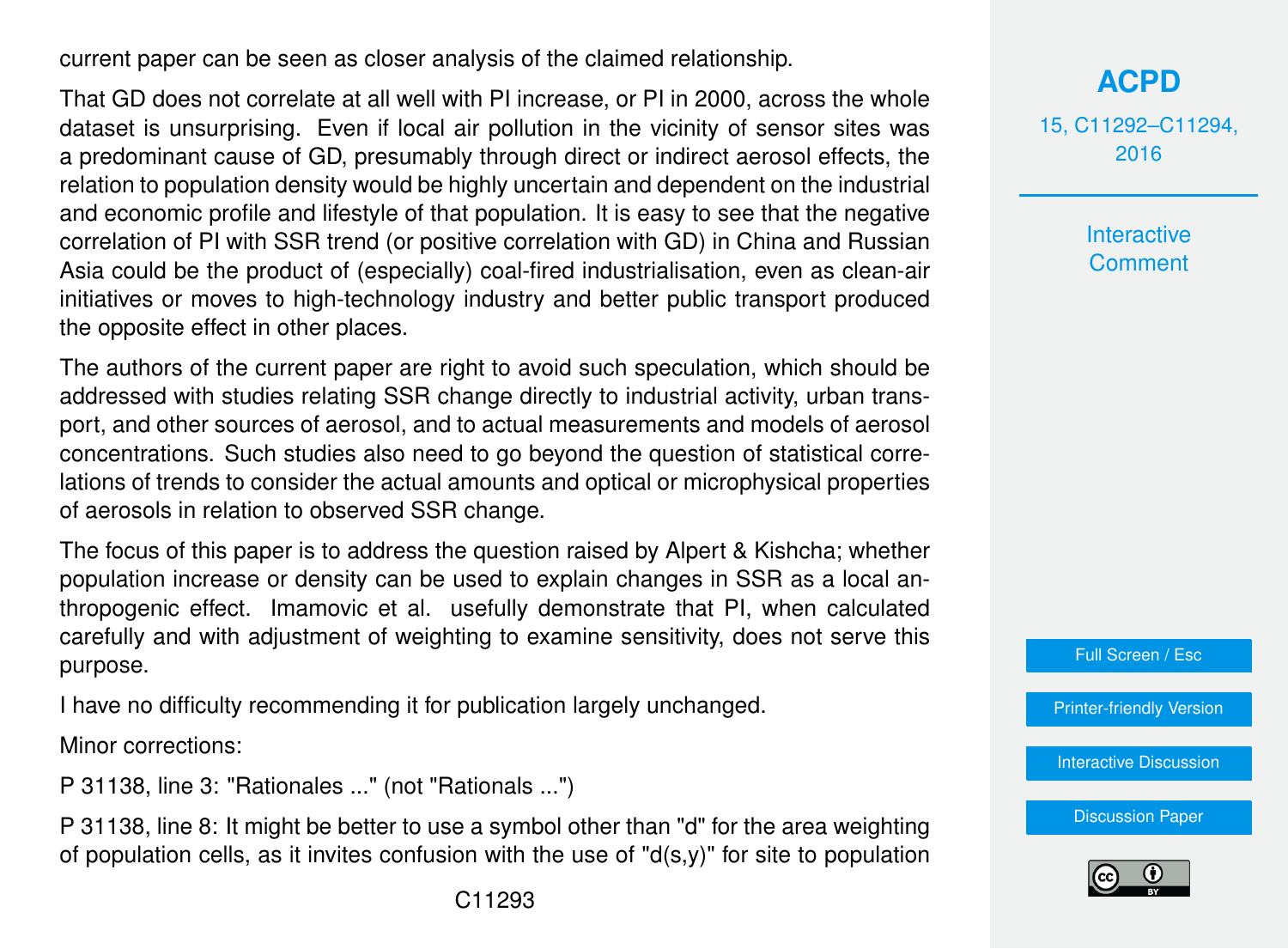current paper can be seen as closer analysis of the claimed relationship.

That GD does not correlate at all well with PI increase, or PI in 2000, across the whole dataset is unsurprising. Even if local air pollution in the vicinity of sensor sites was a predominant cause of GD, presumably through direct or indirect aerosol effects, the relation to population density would be highly uncertain and dependent on the industrial and economic profile and lifestyle of that population. It is easy to see that the negative correlation of PI with SSR trend (or positive correlation with GD) in China and Russian Asia could be the product of (especially) coal-fired industrialisation, even as clean-air initiatives or moves to high-technology industry and better public transport produced the opposite effect in other places.

The authors of the current paper are right to avoid such speculation, which should be addressed with studies relating SSR change directly to industrial activity, urban transport, and other sources of aerosol, and to actual measurements and models of aerosol concentrations. Such studies also need to go beyond the question of statistical correlations of trends to consider the actual amounts and optical or microphysical properties of aerosols in relation to observed SSR change.

The focus of this paper is to address the question raised by Alpert & Kishcha; whether population increase or density can be used to explain changes in SSR as a local anthropogenic effect. Imamovic et al. usefully demonstrate that PI, when calculated carefully and with adjustment of weighting to examine sensitivity, does not serve this purpose.

I have no difficulty recommending it for publication largely unchanged.

Minor corrections:

P 31138, line 3: "Rationales ..." (not "Rationals ...")

P 31138, line 8: It might be better to use a symbol other than "d" for the area weighting of population cells, as it invites confusion with the use of "d(s,y)" for site to population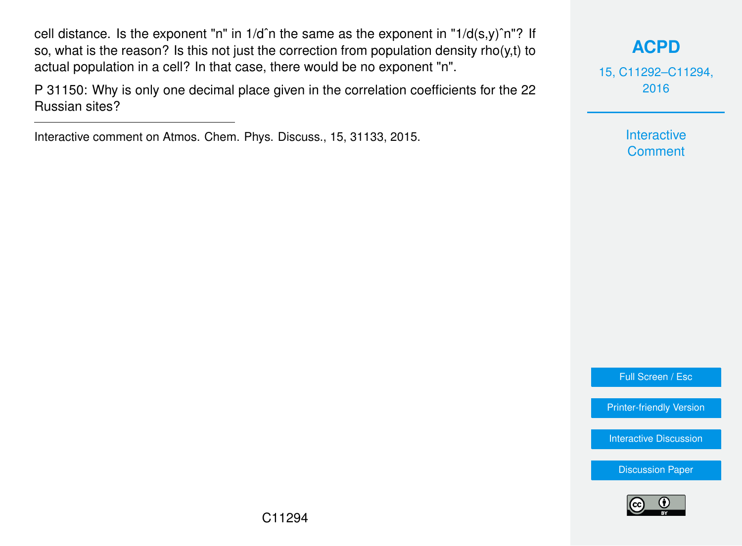cell distance. Is the exponent "n" in 1/dˆn the same as the exponent in "1/d(s,y)ˆn"? If so, what is the reason? Is this not just the correction from population density rho(y,t) to actual population in a cell? In that case, there would be no exponent "n".

P 31150: Why is only one decimal place given in the correlation coefficients for the 22 Russian sites?

---

Interactive comment on Atmos. Chem. Phys. Discuss., 15, 31133, 2015.